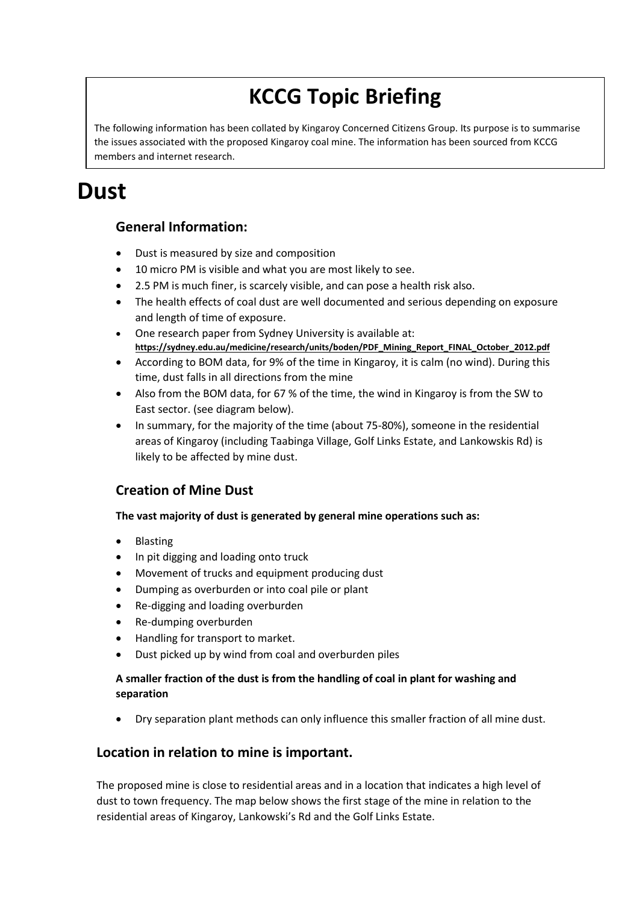# KCCG Topic Briefing

The following information has been collated by Kingaroy Concerned Citizens Group. Its purpose is to summarise the issues associated with the proposed Kingaroy coal mine. The information has been sourced from KCCG members and internet research.

# Dust

## General Information:

- Dust is measured by size and composition
- 10 micro PM is visible and what you are most likely to see.
- 2.5 PM is much finer, is scarcely visible, and can pose a health risk also.
- The health effects of coal dust are well documented and serious depending on exposure and length of time of exposure.
- One research paper from Sydney University is available at: **https://sydney.edu.au/medicine/research/units/boden/PDF_Mining_Report_FINAL_October_2012.pdf**
- According to BOM data, for 9% of the time in Kingaroy, it is calm (no wind). During this time, dust falls in all directions from the mine
- Also from the BOM data, for 67 % of the time, the wind in Kingaroy is from the SW to East sector. (see diagram below).
- In summary, for the majority of the time (about 75-80%), someone in the residential areas of Kingaroy (including Taabinga Village, Golf Links Estate, and Lankowskis Rd) is likely to be affected by mine dust.

## Creation of Mine Dust

**The vast majority of dust is generated by general mine operations such as:**

- Blasting
- In pit digging and loading onto truck
- Movement of trucks and equipment producing dust
- Dumping as overburden or into coal pile or plant
- Re-digging and loading overburden
- Re-dumping overburden
- Handling for transport to market.
- Dust picked up by wind from coal and overburden piles

**A smaller fraction of the dust is from the handling of coal in plant for washing and separation**

- Dry separation plant methods can only influence this smaller fraction of all mine dust.

## Location in relation to mine is important.

The proposed mine is close to residential areas and in a location that indicates a high level of dust to town frequency. The map below shows the first stage of the mine in relation to the residential areas of Kingaroy, Lankowski's Rd and the Golf Links Estate.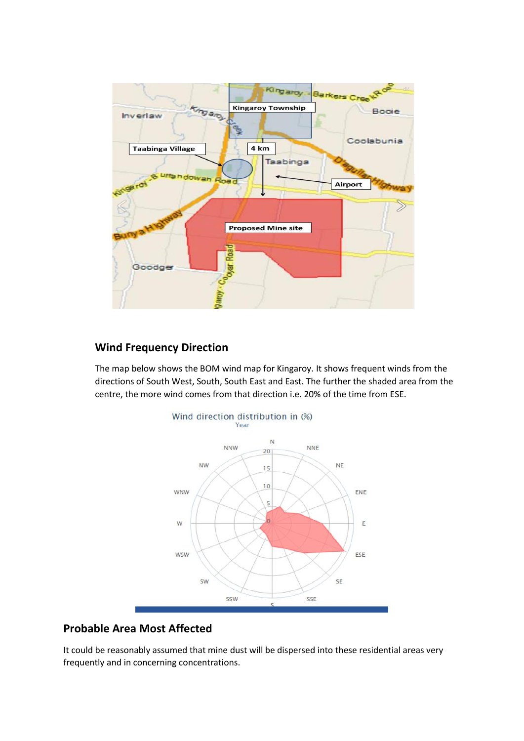## Wind Frequency Direction

The map below shows the BOM wind map for Kingaroy. It shows frequent winds from the directions of South West, South, South East and East. The further the shaded area from the centre, the more wind comes from that direction i.e. 20% of the time from ESE.

## Probable Area Most Affected

It could be reasonably assumed that mine dust will be dispersed into these residential areas very frequently and in concerning concentrations.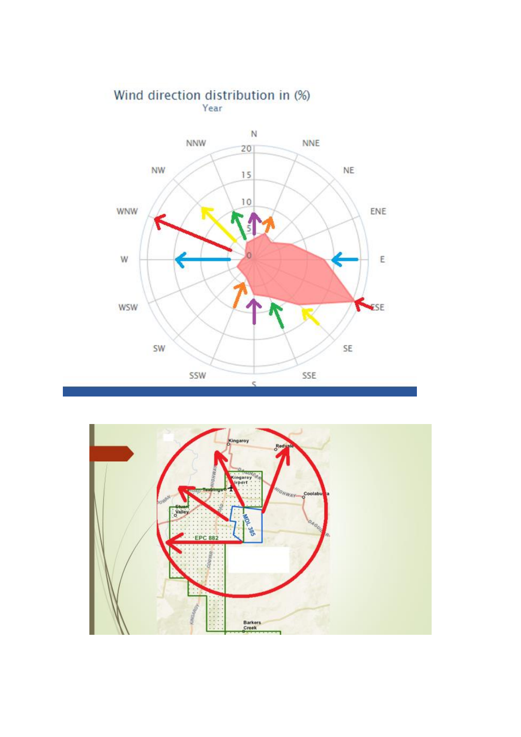Wind direction distribution in (%)

Year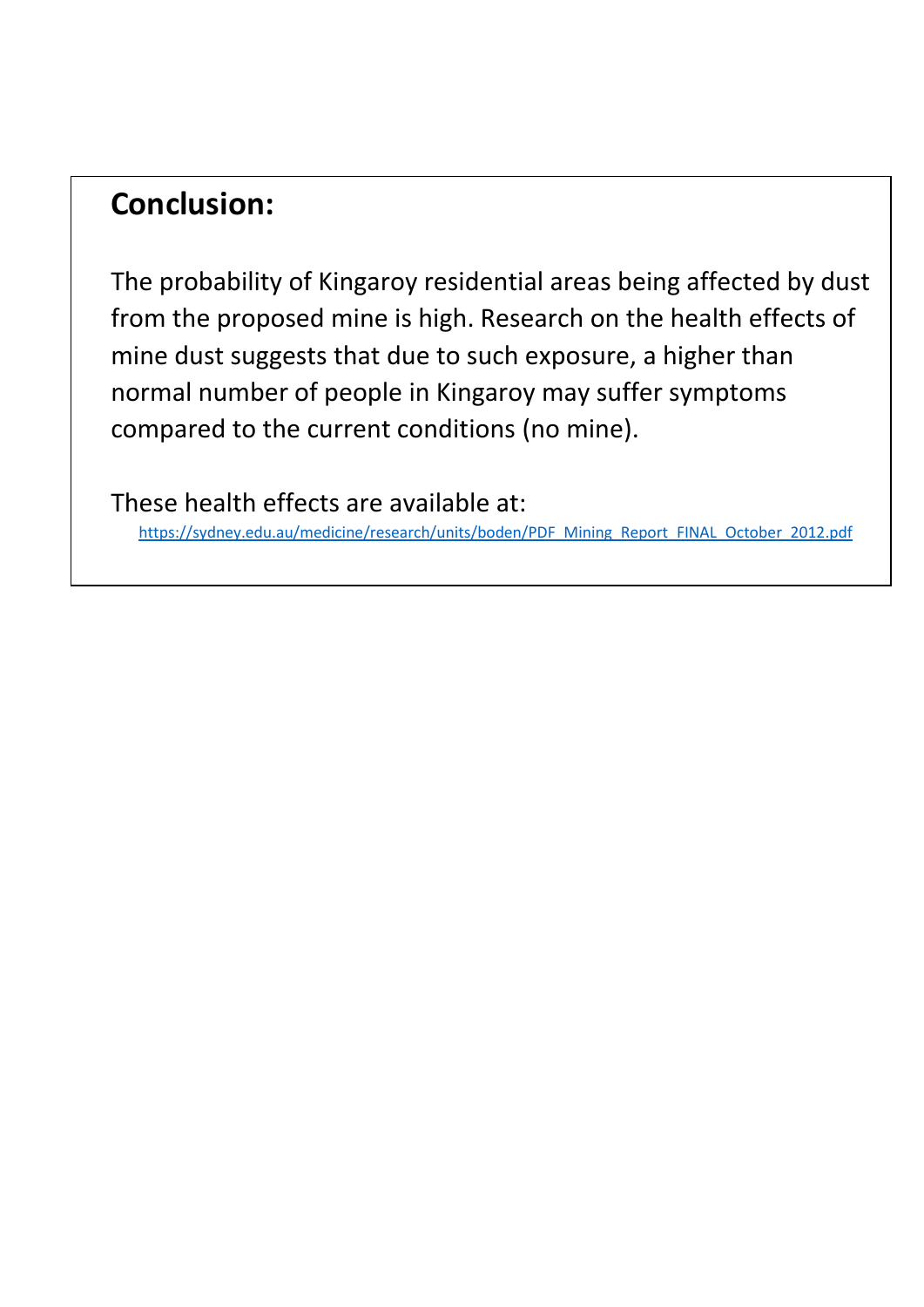## Conclusion:

The probability of Kingaroy residential areas being affected by dust from the proposed mine is high. Research on the health effects of mine dust suggests that due to such exposure, a higher than normal number of people in Kingaroy may suffer symptoms compared to the current conditions (no mine).

These health effects are available at:

https://sydney.edu.au/medicine/research/units/boden/PDF_Mining_Report_FINAL_October_2012.pdf